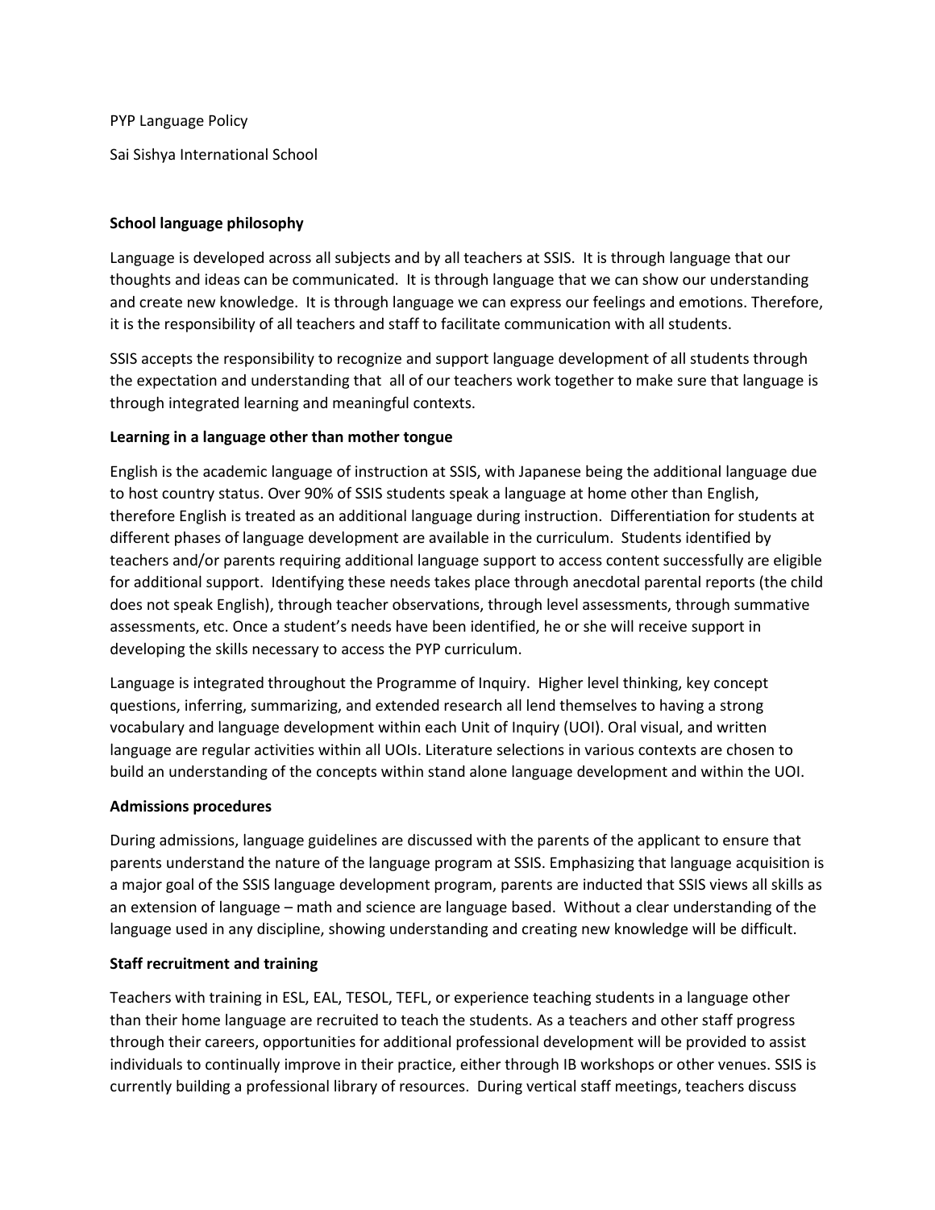PYP Language Policy

Sai Sishya International School

**School language philosophy**

Language is developed across all subjects and by all teachers at SSIS. It is through language that our thoughts and ideas can be communicated. It is through language that we can show our understanding and create new knowledge. It is through language we can express our feelings and emotions. Therefore, it is the responsibility of all teachers and staff to facilitate communication with all students.

SSIS accepts the responsibility to recognize and support language development of all students through the expectation and understanding that all of our teachers work together to make sure that language is through integrated learning and meaningful contexts.

**Learning in a language other than mother tongue**

English is the academic language of instruction at SSIS, with Japanese being the additional language due to host country status. Over 90% of SSIS students speak a language at home other than English, therefore English is treated as an additional language during instruction. Differentiation for students at different phases of language development are available in the curriculum. Students identified by teachers and/or parents requiring additional language support to access content successfully are eligible for additional support. Identifying these needs takes place through anecdotal parental reports (the child does not speak English), through teacher observations, through level assessments, through summative assessments, etc. Once a student's needs have been identified, he or she will receive support in developing the skills necessary to access the PYP curriculum.

Language is integrated throughout the Programme of Inquiry. Higher level thinking, key concept questions, inferring, summarizing, and extended research all lend themselves to having a strong vocabulary and language development within each Unit of Inquiry (UOI). Oral visual, and written language are regular activities within all UOIs. Literature selections in various contexts are chosen to build an understanding of the concepts within stand alone language development and within the UOI.

**Admissions procedures**

During admissions, language guidelines are discussed with the parents of the applicant to ensure that parents understand the nature of the language program at SSIS. Emphasizing that language acquisition is a major goal of the SSIS language development program, parents are inducted that SSIS views all skills as an extension of language – math and science are language based. Without a clear understanding of the language used in any discipline, showing understanding and creating new knowledge will be difficult.

**Staff recruitment and training**

Teachers with training in ESL, EAL, TESOL, TEFL, or experience teaching students in a language other than their home language are recruited to teach the students. As a teachers and other staff progress through their careers, opportunities for additional professional development will be provided to assist individuals to continually improve in their practice, either through IB workshops or other venues. SSIS is currently building a professional library of resources. During vertical staff meetings, teachers discuss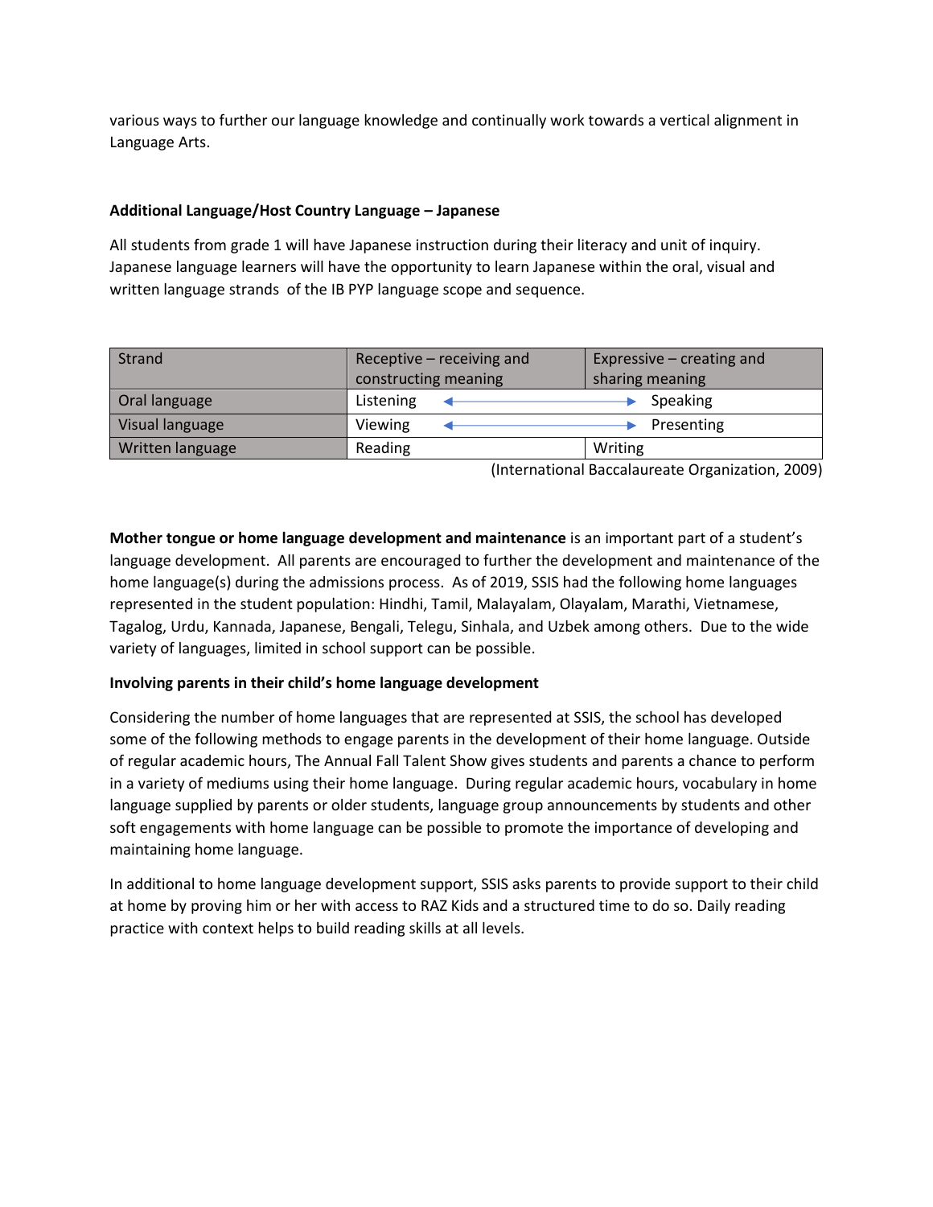various ways to further our language knowledge and continually work towards a vertical alignment in Language Arts.

**Additional Language/Host Country Language – Japanese**

All students from grade 1 will have Japanese instruction during their literacy and unit of inquiry. Japanese language learners will have the opportunity to learn Japanese within the oral, visual and written language strands of the IB PYP language scope and sequence.

| Strand | Receptive – receiving and constructing meaning | Expressive – creating and sharing meaning |
|---|---|---|
| Oral language | Listening ↔ | Speaking |
| Visual language | Viewing ↔ | Presenting |
| Written language | Reading | Writing |

(International Baccalaureate Organization, 2009)

**Mother tongue or home language development and maintenance** is an important part of a student's language development. All parents are encouraged to further the development and maintenance of the home language(s) during the admissions process. As of 2019, SSIS had the following home languages represented in the student population: Hindhi, Tamil, Malayalam, Olayalam, Marathi, Vietnamese, Tagalog, Urdu, Kannada, Japanese, Bengali, Telegu, Sinhala, and Uzbek among others. Due to the wide variety of languages, limited in school support can be possible.

**Involving parents in their child's home language development**

Considering the number of home languages that are represented at SSIS, the school has developed some of the following methods to engage parents in the development of their home language. Outside of regular academic hours, The Annual Fall Talent Show gives students and parents a chance to perform in a variety of mediums using their home language. During regular academic hours, vocabulary in home language supplied by parents or older students, language group announcements by students and other soft engagements with home language can be possible to promote the importance of developing and maintaining home language.

In additional to home language development support, SSIS asks parents to provide support to their child at home by proving him or her with access to RAZ Kids and a structured time to do so. Daily reading practice with context helps to build reading skills at all levels.